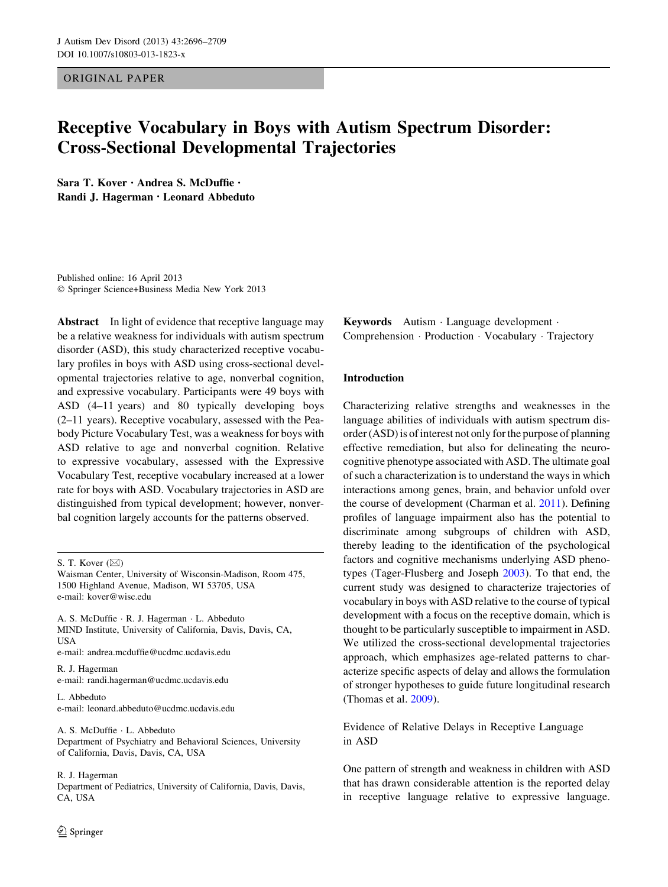ORIGINAL PAPER

# Receptive Vocabulary in Boys with Autism Spectrum Disorder: Cross-Sectional Developmental Trajectories

**Sara T. Kover · Andrea S. McDuffie · Randi J. Hagerman · Leonard Abbeduto**

Published online: 16 April 2013
© Springer Science+Business Media New York 2013

**Abstract** In light of evidence that receptive language may be a relative weakness for individuals with autism spectrum disorder (ASD), this study characterized receptive vocabulary profiles in boys with ASD using cross-sectional developmental trajectories relative to age, nonverbal cognition, and expressive vocabulary. Participants were 49 boys with ASD (4–11 years) and 80 typically developing boys (2–11 years). Receptive vocabulary, assessed with the Peabody Picture Vocabulary Test, was a weakness for boys with ASD relative to age and nonverbal cognition. Relative to expressive vocabulary, assessed with the Expressive Vocabulary Test, receptive vocabulary increased at a lower rate for boys with ASD. Vocabulary trajectories in ASD are distinguished from typical development; however, nonverbal cognition largely accounts for the patterns observed.

**Keywords** Autism · Language development · Comprehension · Production · Vocabulary · Trajectory

S. T. Kover (✉)
Waisman Center, University of Wisconsin-Madison, Room 475, 1500 Highland Avenue, Madison, WI 53705, USA
e-mail: kover@wisc.edu

A. S. McDuffie · R. J. Hagerman · L. Abbeduto
MIND Institute, University of California, Davis, Davis, CA, USA
e-mail: andrea.mcduffie@ucdmc.ucdavis.edu

R. J. Hagerman
e-mail: randi.hagerman@ucdmc.ucdavis.edu

L. Abbeduto
e-mail: leonard.abbeduto@ucdmc.ucdavis.edu

A. S. McDuffie · L. Abbeduto
Department of Psychiatry and Behavioral Sciences, University of California, Davis, Davis, CA, USA

R. J. Hagerman
Department of Pediatrics, University of California, Davis, Davis, CA, USA

## Introduction

Characterizing relative strengths and weaknesses in the language abilities of individuals with autism spectrum disorder (ASD) is of interest not only for the purpose of planning effective remediation, but also for delineating the neurocognitive phenotype associated with ASD. The ultimate goal of such a characterization is to understand the ways in which interactions among genes, brain, and behavior unfold over the course of development (Charman et al. 2011). Defining profiles of language impairment also has the potential to discriminate among subgroups of children with ASD, thereby leading to the identification of the psychological factors and cognitive mechanisms underlying ASD phenotypes (Tager-Flusberg and Joseph 2003). To that end, the current study was designed to characterize trajectories of vocabulary in boys with ASD relative to the course of typical development with a focus on the receptive domain, which is thought to be particularly susceptible to impairment in ASD. We utilized the cross-sectional developmental trajectories approach, which emphasizes age-related patterns to characterize specific aspects of delay and allows the formulation of stronger hypotheses to guide future longitudinal research (Thomas et al. 2009).

### Evidence of Relative Delays in Receptive Language in ASD

One pattern of strength and weakness in children with ASD that has drawn considerable attention is the reported delay in receptive language relative to expressive language.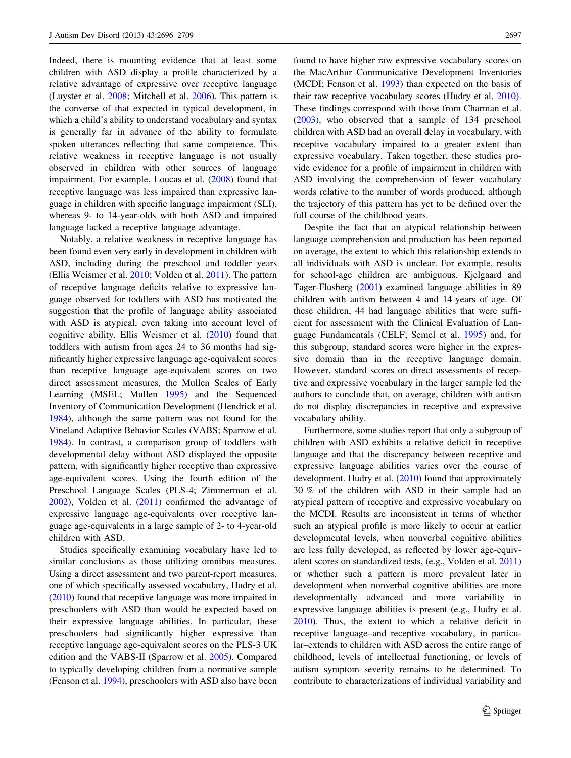Indeed, there is mounting evidence that at least some children with ASD display a profile characterized by a relative advantage of expressive over receptive language (Luyster et al. 2008; Mitchell et al. 2006). This pattern is the converse of that expected in typical development, in which a child's ability to understand vocabulary and syntax is generally far in advance of the ability to formulate spoken utterances reflecting that same competence. This relative weakness in receptive language is not usually observed in children with other sources of language impairment. For example, Loucas et al. (2008) found that receptive language was less impaired than expressive language in children with specific language impairment (SLI), whereas 9- to 14-year-olds with both ASD and impaired language lacked a receptive language advantage.

Notably, a relative weakness in receptive language has been found even very early in development in children with ASD, including during the preschool and toddler years (Ellis Weismer et al. 2010; Volden et al. 2011). The pattern of receptive language deficits relative to expressive language observed for toddlers with ASD has motivated the suggestion that the profile of language ability associated with ASD is atypical, even taking into account level of cognitive ability. Ellis Weismer et al. (2010) found that toddlers with autism from ages 24 to 36 months had significantly higher expressive language age-equivalent scores than receptive language age-equivalent scores on two direct assessment measures, the Mullen Scales of Early Learning (MSEL; Mullen 1995) and the Sequenced Inventory of Communication Development (Hendrick et al. 1984), although the same pattern was not found for the Vineland Adaptive Behavior Scales (VABS; Sparrow et al. 1984). In contrast, a comparison group of toddlers with developmental delay without ASD displayed the opposite pattern, with significantly higher receptive than expressive age-equivalent scores. Using the fourth edition of the Preschool Language Scales (PLS-4; Zimmerman et al. 2002), Volden et al. (2011) confirmed the advantage of expressive language age-equivalents over receptive language age-equivalents in a large sample of 2- to 4-year-old children with ASD.

Studies specifically examining vocabulary have led to similar conclusions as those utilizing omnibus measures. Using a direct assessment and two parent-report measures, one of which specifically assessed vocabulary, Hudry et al. (2010) found that receptive language was more impaired in preschoolers with ASD than would be expected based on their expressive language abilities. In particular, these preschoolers had significantly higher expressive than receptive language age-equivalent scores on the PLS-3 UK edition and the VABS-II (Sparrow et al. 2005). Compared to typically developing children from a normative sample (Fenson et al. 1994), preschoolers with ASD also have been found to have higher raw expressive vocabulary scores on the MacArthur Communicative Development Inventories (MCDI; Fenson et al. 1993) than expected on the basis of their raw receptive vocabulary scores (Hudry et al. 2010). These findings correspond with those from Charman et al. (2003), who observed that a sample of 134 preschool children with ASD had an overall delay in vocabulary, with receptive vocabulary impaired to a greater extent than expressive vocabulary. Taken together, these studies provide evidence for a profile of impairment in children with ASD involving the comprehension of fewer vocabulary words relative to the number of words produced, although the trajectory of this pattern has yet to be defined over the full course of the childhood years.

Despite the fact that an atypical relationship between language comprehension and production has been reported on average, the extent to which this relationship extends to all individuals with ASD is unclear. For example, results for school-age children are ambiguous. Kjelgaard and Tager-Flusberg (2001) examined language abilities in 89 children with autism between 4 and 14 years of age. Of these children, 44 had language abilities that were sufficient for assessment with the Clinical Evaluation of Language Fundamentals (CELF; Semel et al. 1995) and, for this subgroup, standard scores were higher in the expressive domain than in the receptive language domain. However, standard scores on direct assessments of receptive and expressive vocabulary in the larger sample led the authors to conclude that, on average, children with autism do not display discrepancies in receptive and expressive vocabulary ability.

Furthermore, some studies report that only a subgroup of children with ASD exhibits a relative deficit in receptive language and that the discrepancy between receptive and expressive language abilities varies over the course of development. Hudry et al. (2010) found that approximately 30 % of the children with ASD in their sample had an atypical pattern of receptive and expressive vocabulary on the MCDI. Results are inconsistent in terms of whether such an atypical profile is more likely to occur at earlier developmental levels, when nonverbal cognitive abilities are less fully developed, as reflected by lower age-equivalent scores on standardized tests, (e.g., Volden et al. 2011) or whether such a pattern is more prevalent later in development when nonverbal cognitive abilities are more developmentally advanced and more variability in expressive language abilities is present (e.g., Hudry et al. 2010). Thus, the extent to which a relative deficit in receptive language–and receptive vocabulary, in particular–extends to children with ASD across the entire range of childhood, levels of intellectual functioning, or levels of autism symptom severity remains to be determined. To contribute to characterizations of individual variability and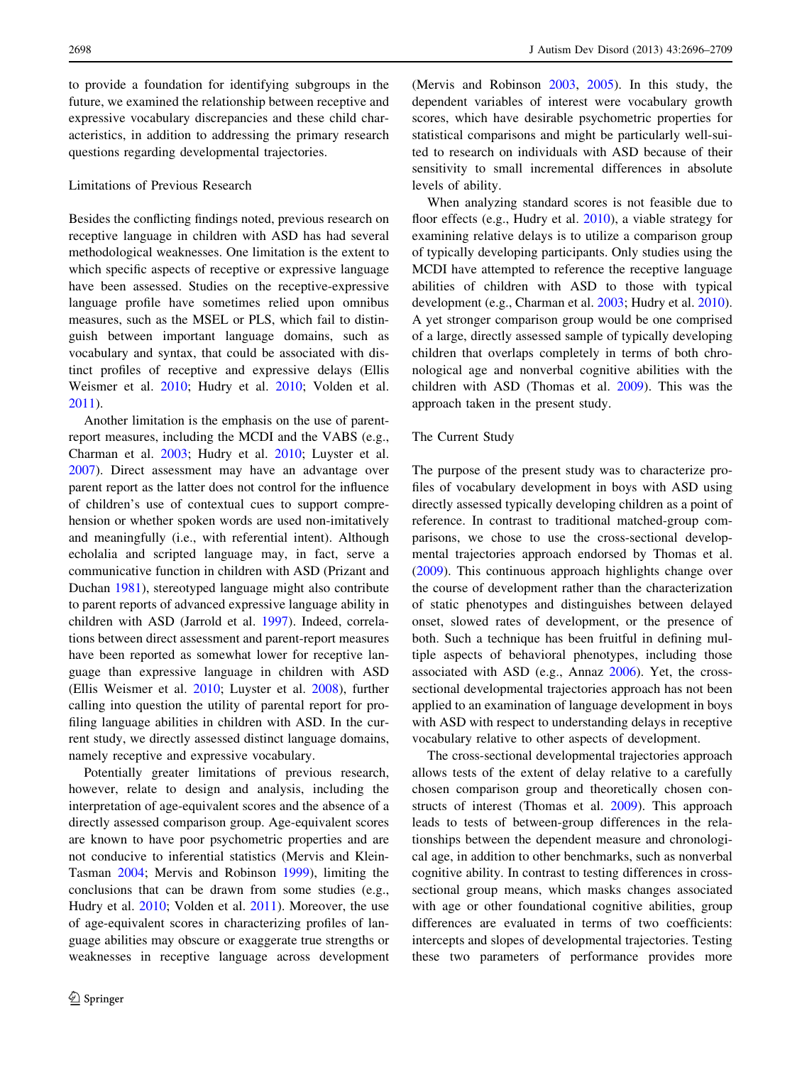to provide a foundation for identifying subgroups in the future, we examined the relationship between receptive and expressive vocabulary discrepancies and these child characteristics, in addition to addressing the primary research questions regarding developmental trajectories.

### Limitations of Previous Research

Besides the conflicting findings noted, previous research on receptive language in children with ASD has had several methodological weaknesses. One limitation is the extent to which specific aspects of receptive or expressive language have been assessed. Studies on the receptive-expressive language profile have sometimes relied upon omnibus measures, such as the MSEL or PLS, which fail to distinguish between important language domains, such as vocabulary and syntax, that could be associated with distinct profiles of receptive and expressive delays (Ellis Weismer et al. 2010; Hudry et al. 2010; Volden et al. 2011).

Another limitation is the emphasis on the use of parent-report measures, including the MCDI and the VABS (e.g., Charman et al. 2003; Hudry et al. 2010; Luyster et al. 2007). Direct assessment may have an advantage over parent report as the latter does not control for the influence of children's use of contextual cues to support comprehension or whether spoken words are used non-imitatively and meaningfully (i.e., with referential intent). Although echolalia and scripted language may, in fact, serve a communicative function in children with ASD (Prizant and Duchan 1981), stereotyped language might also contribute to parent reports of advanced expressive language ability in children with ASD (Jarrold et al. 1997). Indeed, correlations between direct assessment and parent-report measures have been reported as somewhat lower for receptive language than expressive language in children with ASD (Ellis Weismer et al. 2010; Luyster et al. 2008), further calling into question the utility of parental report for profiling language abilities in children with ASD. In the current study, we directly assessed distinct language domains, namely receptive and expressive vocabulary.

Potentially greater limitations of previous research, however, relate to design and analysis, including the interpretation of age-equivalent scores and the absence of a directly assessed comparison group. Age-equivalent scores are known to have poor psychometric properties and are not conducive to inferential statistics (Mervis and Klein-Tasman 2004; Mervis and Robinson 1999), limiting the conclusions that can be drawn from some studies (e.g., Hudry et al. 2010; Volden et al. 2011). Moreover, the use of age-equivalent scores in characterizing profiles of language abilities may obscure or exaggerate true strengths or weaknesses in receptive language across development (Mervis and Robinson 2003, 2005). In this study, the dependent variables of interest were vocabulary growth scores, which have desirable psychometric properties for statistical comparisons and might be particularly well-suited to research on individuals with ASD because of their sensitivity to small incremental differences in absolute levels of ability.

When analyzing standard scores is not feasible due to floor effects (e.g., Hudry et al. 2010), a viable strategy for examining relative delays is to utilize a comparison group of typically developing participants. Only studies using the MCDI have attempted to reference the receptive language abilities of children with ASD to those with typical development (e.g., Charman et al. 2003; Hudry et al. 2010). A yet stronger comparison group would be one comprised of a large, directly assessed sample of typically developing children that overlaps completely in terms of both chronological age and nonverbal cognitive abilities with the children with ASD (Thomas et al. 2009). This was the approach taken in the present study.

### The Current Study

The purpose of the present study was to characterize profiles of vocabulary development in boys with ASD using directly assessed typically developing children as a point of reference. In contrast to traditional matched-group comparisons, we chose to use the cross-sectional developmental trajectories approach endorsed by Thomas et al. (2009). This continuous approach highlights change over the course of development rather than the characterization of static phenotypes and distinguishes between delayed onset, slowed rates of development, or the presence of both. Such a technique has been fruitful in defining multiple aspects of behavioral phenotypes, including those associated with ASD (e.g., Annaz 2006). Yet, the cross-sectional developmental trajectories approach has not been applied to an examination of language development in boys with ASD with respect to understanding delays in receptive vocabulary relative to other aspects of development.

The cross-sectional developmental trajectories approach allows tests of the extent of delay relative to a carefully chosen comparison group and theoretically chosen constructs of interest (Thomas et al. 2009). This approach leads to tests of between-group differences in the relationships between the dependent measure and chronological age, in addition to other benchmarks, such as nonverbal cognitive ability. In contrast to testing differences in cross-sectional group means, which masks changes associated with age or other foundational cognitive abilities, group differences are evaluated in terms of two coefficients: intercepts and slopes of developmental trajectories. Testing these two parameters of performance provides more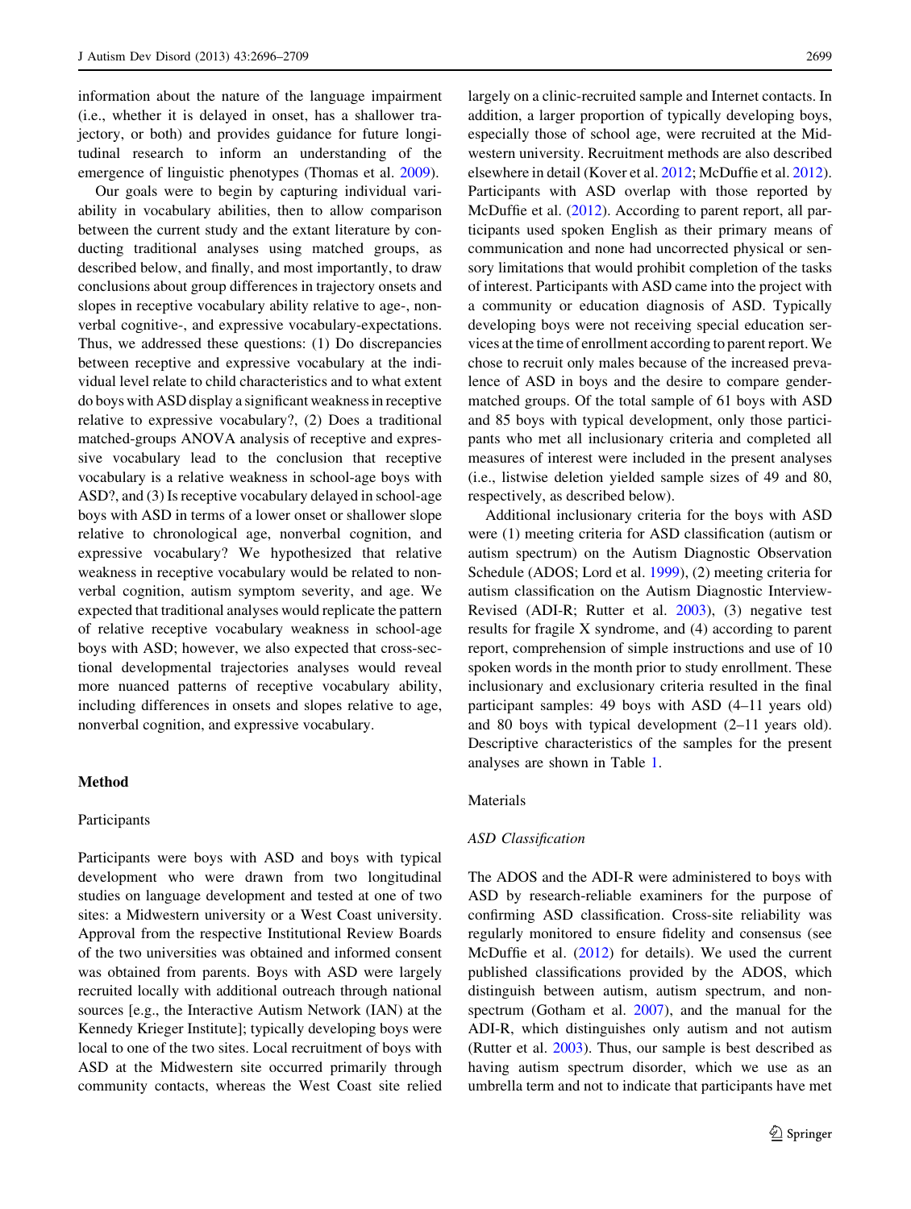information about the nature of the language impairment (i.e., whether it is delayed in onset, has a shallower trajectory, or both) and provides guidance for future longitudinal research to inform an understanding of the emergence of linguistic phenotypes (Thomas et al. 2009).

Our goals were to begin by capturing individual variability in vocabulary abilities, then to allow comparison between the current study and the extant literature by conducting traditional analyses using matched groups, as described below, and finally, and most importantly, to draw conclusions about group differences in trajectory onsets and slopes in receptive vocabulary ability relative to age-, nonverbal cognitive-, and expressive vocabulary-expectations. Thus, we addressed these questions: (1) Do discrepancies between receptive and expressive vocabulary at the individual level relate to child characteristics and to what extent do boys with ASD display a significant weakness in receptive relative to expressive vocabulary?, (2) Does a traditional matched-groups ANOVA analysis of receptive and expressive vocabulary lead to the conclusion that receptive vocabulary is a relative weakness in school-age boys with ASD?, and (3) Is receptive vocabulary delayed in school-age boys with ASD in terms of a lower onset or shallower slope relative to chronological age, nonverbal cognition, and expressive vocabulary? We hypothesized that relative weakness in receptive vocabulary would be related to nonverbal cognition, autism symptom severity, and age. We expected that traditional analyses would replicate the pattern of relative receptive vocabulary weakness in school-age boys with ASD; however, we also expected that cross-sectional developmental trajectories analyses would reveal more nuanced patterns of receptive vocabulary ability, including differences in onsets and slopes relative to age, nonverbal cognition, and expressive vocabulary.

## Method

### Participants

Participants were boys with ASD and boys with typical development who were drawn from two longitudinal studies on language development and tested at one of two sites: a Midwestern university or a West Coast university. Approval from the respective Institutional Review Boards of the two universities was obtained and informed consent was obtained from parents. Boys with ASD were largely recruited locally with additional outreach through national sources [e.g., the Interactive Autism Network (IAN) at the Kennedy Krieger Institute]; typically developing boys were local to one of the two sites. Local recruitment of boys with ASD at the Midwestern site occurred primarily through community contacts, whereas the West Coast site relied largely on a clinic-recruited sample and Internet contacts. In addition, a larger proportion of typically developing boys, especially those of school age, were recruited at the Midwestern university. Recruitment methods are also described elsewhere in detail (Kover et al. 2012; McDuffie et al. 2012). Participants with ASD overlap with those reported by McDuffie et al. (2012). According to parent report, all participants used spoken English as their primary means of communication and none had uncorrected physical or sensory limitations that would prohibit completion of the tasks of interest. Participants with ASD came into the project with a community or education diagnosis of ASD. Typically developing boys were not receiving special education services at the time of enrollment according to parent report. We chose to recruit only males because of the increased prevalence of ASD in boys and the desire to compare gender-matched groups. Of the total sample of 61 boys with ASD and 85 boys with typical development, only those participants who met all inclusionary criteria and completed all measures of interest were included in the present analyses (i.e., listwise deletion yielded sample sizes of 49 and 80, respectively, as described below).

Additional inclusionary criteria for the boys with ASD were (1) meeting criteria for ASD classification (autism or autism spectrum) on the Autism Diagnostic Observation Schedule (ADOS; Lord et al. 1999), (2) meeting criteria for autism classification on the Autism Diagnostic Interview-Revised (ADI-R; Rutter et al. 2003), (3) negative test results for fragile X syndrome, and (4) according to parent report, comprehension of simple instructions and use of 10 spoken words in the month prior to study enrollment. These inclusionary and exclusionary criteria resulted in the final participant samples: 49 boys with ASD (4–11 years old) and 80 boys with typical development (2–11 years old). Descriptive characteristics of the samples for the present analyses are shown in Table 1.

### Materials

#### *ASD Classification*

The ADOS and the ADI-R were administered to boys with ASD by research-reliable examiners for the purpose of confirming ASD classification. Cross-site reliability was regularly monitored to ensure fidelity and consensus (see McDuffie et al. (2012) for details). We used the current published classifications provided by the ADOS, which distinguish between autism, autism spectrum, and non-spectrum (Gotham et al. 2007), and the manual for the ADI-R, which distinguishes only autism and not autism (Rutter et al. 2003). Thus, our sample is best described as having autism spectrum disorder, which we use as an umbrella term and not to indicate that participants have met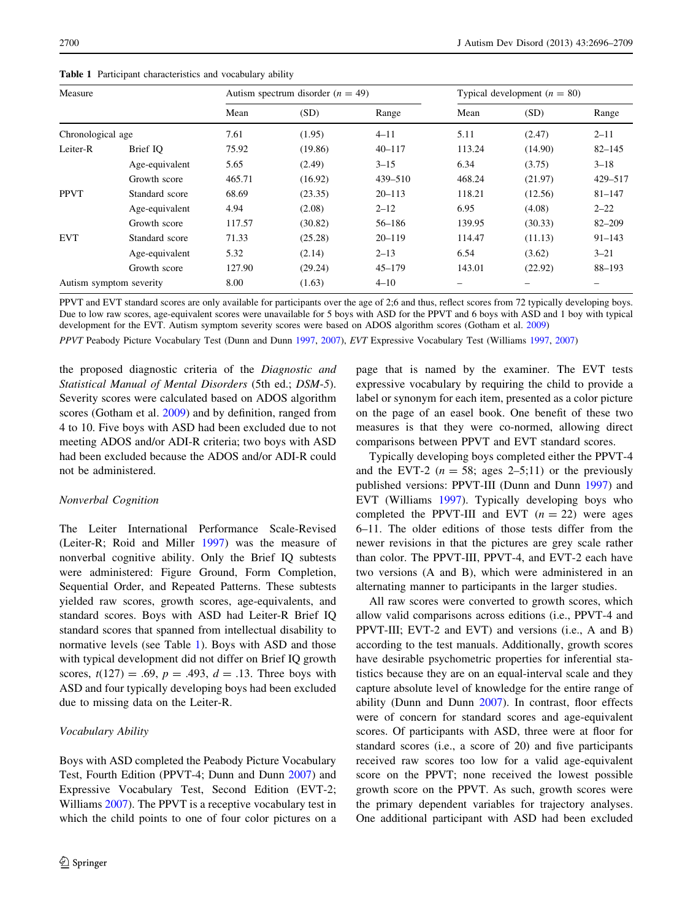**Table 1** Participant characteristics and vocabulary ability

| Measure | | Autism spectrum disorder ($n$ = 49) | | | Typical development ($n$ = 80) | | |
|---|---|---|---|---|---|---|---|
| | | Mean | (SD) | Range | Mean | (SD) | Range |
| Chronological age | | 7.61 | (1.95) | 4–11 | 5.11 | (2.47) | 2–11 |
| Leiter-R | Brief IQ | 75.92 | (19.86) | 40–117 | 113.24 | (14.90) | 82–145 |
| | Age-equivalent | 5.65 | (2.49) | 3–15 | 6.34 | (3.75) | 3–18 |
| | Growth score | 465.71 | (16.92) | 439–510 | 468.24 | (21.97) | 429–517 |
| PPVT | Standard score | 68.69 | (23.35) | 20–113 | 118.21 | (12.56) | 81–147 |
| | Age-equivalent | 4.94 | (2.08) | 2–12 | 6.95 | (4.08) | 2–22 |
| | Growth score | 117.57 | (30.82) | 56–186 | 139.95 | (30.33) | 82–209 |
| EVT | Standard score | 71.33 | (25.28) | 20–119 | 114.47 | (11.13) | 91–143 |
| | Age-equivalent | 5.32 | (2.14) | 2–13 | 6.54 | (3.62) | 3–21 |
| | Growth score | 127.90 | (29.24) | 45–179 | 143.01 | (22.92) | 88–193 |
| Autism symptom severity | | 8.00 | (1.63) | 4–10 | – | – | – |

PPVT and EVT standard scores are only available for participants over the age of 2;6 and thus, reflect scores from 72 typically developing boys. Due to low raw scores, age-equivalent scores were unavailable for 5 boys with ASD for the PPVT and 6 boys with ASD and 1 boy with typical development for the EVT. Autism symptom severity scores were based on ADOS algorithm scores (Gotham et al. 2009)

*PPVT* Peabody Picture Vocabulary Test (Dunn and Dunn 1997, 2007), *EVT* Expressive Vocabulary Test (Williams 1997, 2007)

the proposed diagnostic criteria of the *Diagnostic and Statistical Manual of Mental Disorders* (5th ed.; *DSM-5*). Severity scores were calculated based on ADOS algorithm scores (Gotham et al. 2009) and by definition, ranged from 4 to 10. Five boys with ASD had been excluded due to not meeting ADOS and/or ADI-R criteria; two boys with ASD had been excluded because the ADOS and/or ADI-R could not be administered.

### Nonverbal Cognition

The Leiter International Performance Scale-Revised (Leiter-R; Roid and Miller 1997) was the measure of nonverbal cognitive ability. Only the Brief IQ subtests were administered: Figure Ground, Form Completion, Sequential Order, and Repeated Patterns. These subtests yielded raw scores, growth scores, age-equivalents, and standard scores. Boys with ASD had Leiter-R Brief IQ standard scores that spanned from intellectual disability to normative levels (see Table 1). Boys with ASD and those with typical development did not differ on Brief IQ growth scores, $t(127) = .69$, $p = .493$, $d = .13$. Three boys with ASD and four typically developing boys had been excluded due to missing data on the Leiter-R.

### Vocabulary Ability

Boys with ASD completed the Peabody Picture Vocabulary Test, Fourth Edition (PPVT-4; Dunn and Dunn 2007) and Expressive Vocabulary Test, Second Edition (EVT-2; Williams 2007). The PPVT is a receptive vocabulary test in which the child points to one of four color pictures on a page that is named by the examiner. The EVT tests expressive vocabulary by requiring the child to provide a label or synonym for each item, presented as a color picture on the page of an easel book. One benefit of these two measures is that they were co-normed, allowing direct comparisons between PPVT and EVT standard scores.

Typically developing boys completed either the PPVT-4 and the EVT-2 ($n = 58$; ages 2–5;11) or the previously published versions: PPVT-III (Dunn and Dunn 1997) and EVT (Williams 1997). Typically developing boys who completed the PPVT-III and EVT ($n = 22$) were ages 6–11. The older editions of those tests differ from the newer revisions in that the pictures are grey scale rather than color. The PPVT-III, PPVT-4, and EVT-2 each have two versions (A and B), which were administered in an alternating manner to participants in the larger studies.

All raw scores were converted to growth scores, which allow valid comparisons across editions (i.e., PPVT-4 and PPVT-III; EVT-2 and EVT) and versions (i.e., A and B) according to the test manuals. Additionally, growth scores have desirable psychometric properties for inferential statistics because they are on an equal-interval scale and they capture absolute level of knowledge for the entire range of ability (Dunn and Dunn 2007). In contrast, floor effects were of concern for standard scores and age-equivalent scores. Of participants with ASD, three were at floor for standard scores (i.e., a score of 20) and five participants received raw scores too low for a valid age-equivalent score on the PPVT; none received the lowest possible growth score on the PPVT. As such, growth scores were the primary dependent variables for trajectory analyses. One additional participant with ASD had been excluded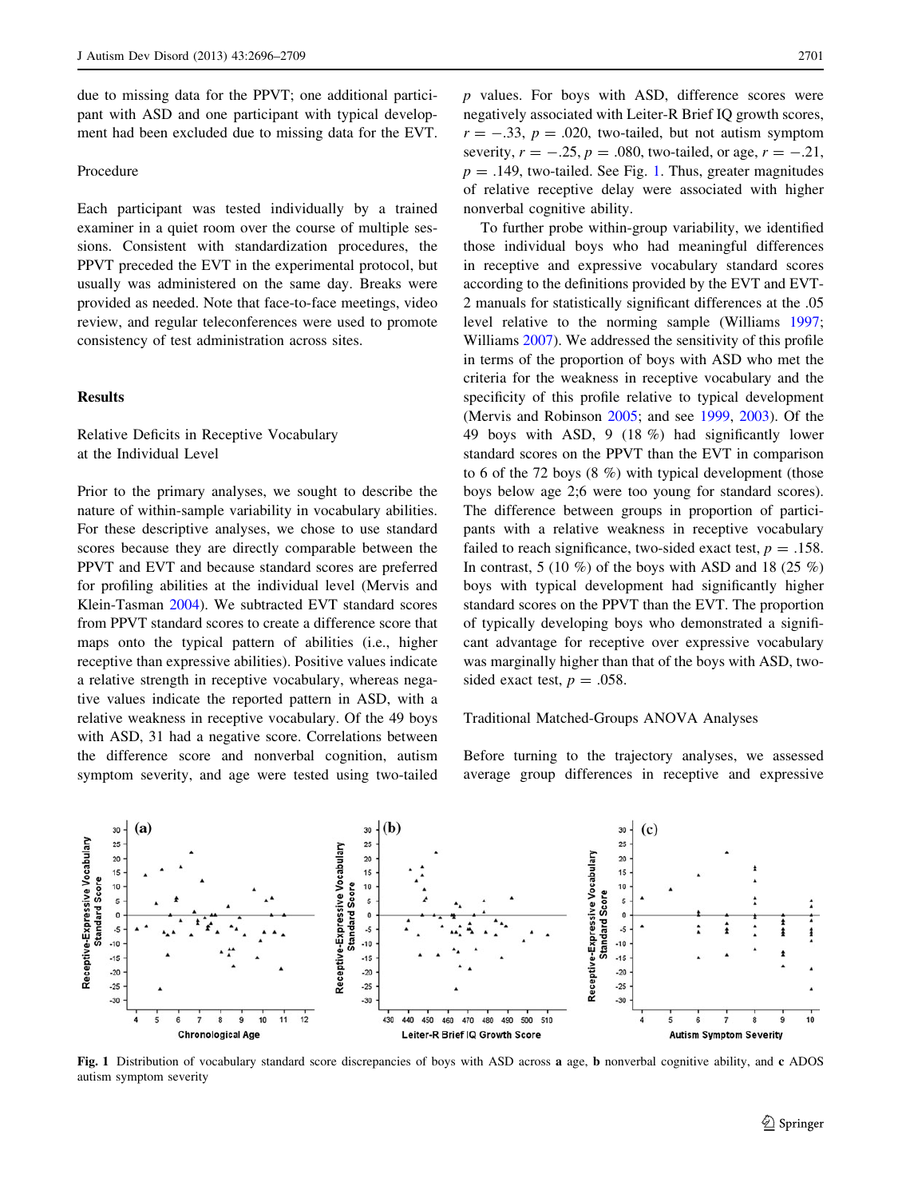due to missing data for the PPVT; one additional participant with ASD and one participant with typical development had been excluded due to missing data for the EVT.

### Procedure

Each participant was tested individually by a trained examiner in a quiet room over the course of multiple sessions. Consistent with standardization procedures, the PPVT preceded the EVT in the experimental protocol, but usually was administered on the same day. Breaks were provided as needed. Note that face-to-face meetings, video review, and regular teleconferences were used to promote consistency of test administration across sites.

## Results

### Relative Deficits in Receptive Vocabulary at the Individual Level

Prior to the primary analyses, we sought to describe the nature of within-sample variability in vocabulary abilities. For these descriptive analyses, we chose to use standard scores because they are directly comparable between the PPVT and EVT and because standard scores are preferred for profiling abilities at the individual level (Mervis and Klein-Tasman 2004). We subtracted EVT standard scores from PPVT standard scores to create a difference score that maps onto the typical pattern of abilities (i.e., higher receptive than expressive abilities). Positive values indicate a relative strength in receptive vocabulary, whereas negative values indicate the reported pattern in ASD, with a relative weakness in receptive vocabulary. Of the 49 boys with ASD, 31 had a negative score. Correlations between the difference score and nonverbal cognition, autism symptom severity, and age were tested using two-tailed $p$ values. For boys with ASD, difference scores were negatively associated with Leiter-R Brief IQ growth scores, $r = -.33$, $p = .020$, two-tailed, but not autism symptom severity, $r = -.25$, $p = .080$, two-tailed, or age, $r = -.21$, $p = .149$, two-tailed. See Fig. 1. Thus, greater magnitudes of relative receptive delay were associated with higher nonverbal cognitive ability.

To further probe within-group variability, we identified those individual boys who had meaningful differences in receptive and expressive vocabulary standard scores according to the definitions provided by the EVT and EVT-2 manuals for statistically significant differences at the .05 level relative to the norming sample (Williams 1997; Williams 2007). We addressed the sensitivity of this profile in terms of the proportion of boys with ASD who met the criteria for the weakness in receptive vocabulary and the specificity of this profile relative to typical development (Mervis and Robinson 2005; and see 1999, 2003). Of the 49 boys with ASD, 9 (18 %) had significantly lower standard scores on the PPVT than the EVT in comparison to 6 of the 72 boys (8 %) with typical development (those boys below age 2;6 were too young for standard scores). The difference between groups in proportion of participants with a relative weakness in receptive vocabulary failed to reach significance, two-sided exact test, $p = .158$. In contrast, 5 (10 %) of the boys with ASD and 18 (25 %) boys with typical development had significantly higher standard scores on the PPVT than the EVT. The proportion of typically developing boys who demonstrated a significant advantage for receptive over expressive vocabulary was marginally higher than that of the boys with ASD, two-sided exact test, $p = .058$.

### Traditional Matched-Groups ANOVA Analyses

Before turning to the trajectory analyses, we assessed average group differences in receptive and expressive

**Fig. 1** Distribution of vocabulary standard score discrepancies of boys with ASD across **a** age, **b** nonverbal cognitive ability, and **c** ADOS autism symptom severity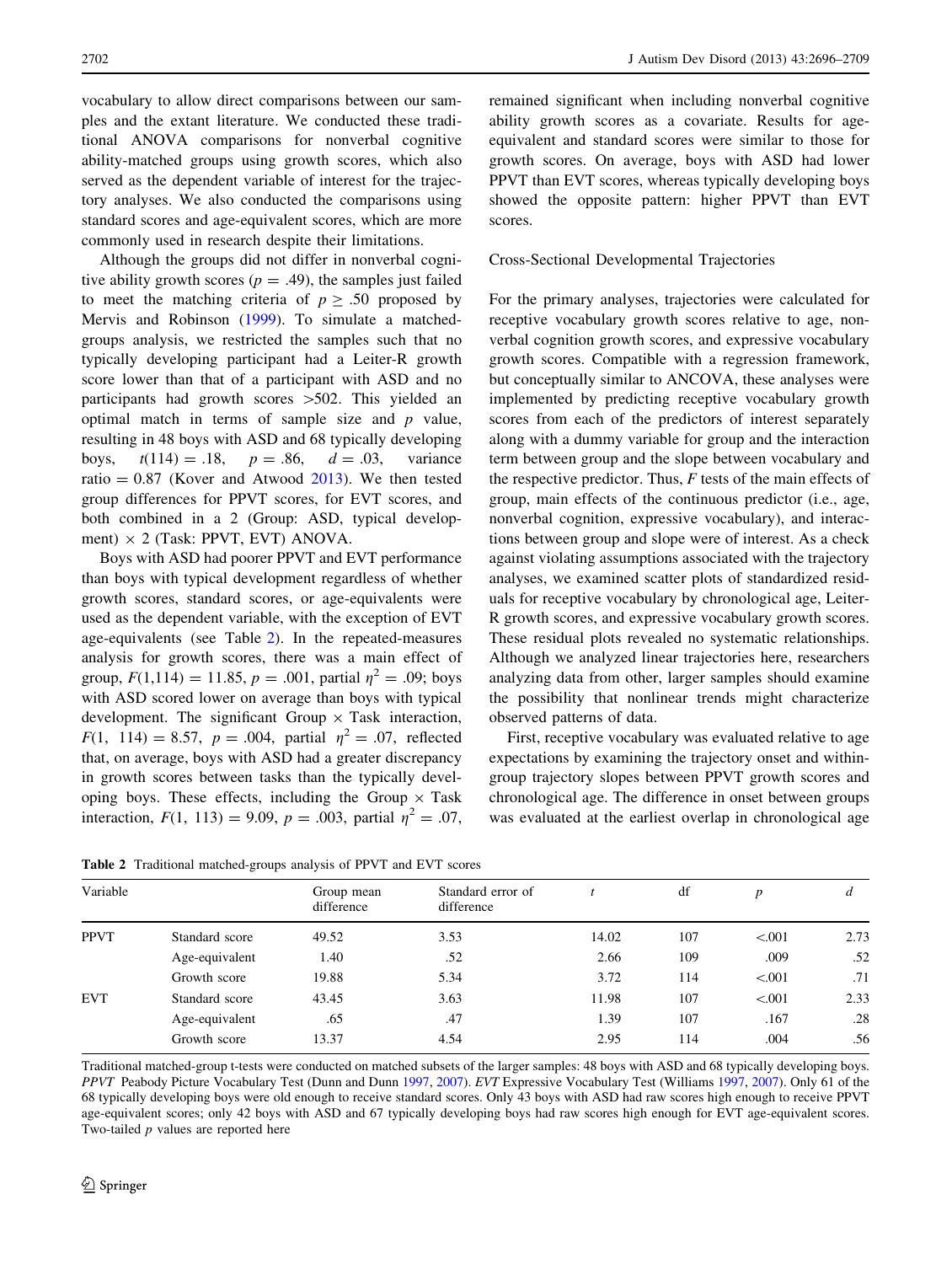vocabulary to allow direct comparisons between our samples and the extant literature. We conducted these traditional ANOVA comparisons for nonverbal cognitive ability-matched groups using growth scores, which also served as the dependent variable of interest for the trajectory analyses. We also conducted the comparisons using standard scores and age-equivalent scores, which are more commonly used in research despite their limitations.

Although the groups did not differ in nonverbal cognitive ability growth scores ($p = .49$), the samples just failed to meet the matching criteria of $p \geq .50$ proposed by Mervis and Robinson (1999). To simulate a matched-groups analysis, we restricted the samples such that no typically developing participant had a Leiter-R growth score lower than that of a participant with ASD and no participants had growth scores >502. This yielded an optimal match in terms of sample size and $p$ value, resulting in 48 boys with ASD and 68 typically developing boys, $t(114) = .18$, $p = .86$, $d = .03$, variance ratio = 0.87 (Kover and Atwood 2013). We then tested group differences for PPVT scores, for EVT scores, and both combined in a 2 (Group: ASD, typical development) × 2 (Task: PPVT, EVT) ANOVA.

Boys with ASD had poorer PPVT and EVT performance than boys with typical development regardless of whether growth scores, standard scores, or age-equivalents were used as the dependent variable, with the exception of EVT age-equivalents (see Table 2). In the repeated-measures analysis for growth scores, there was a main effect of group, $F(1,114) = 11.85$, $p = .001$, partial $\eta^2 = .09$; boys with ASD scored lower on average than boys with typical development. The significant Group × Task interaction, $F(1, 114) = 8.57$, $p = .004$, partial $\eta^2 = .07$, reflected that, on average, boys with ASD had a greater discrepancy in growth scores between tasks than the typically developing boys. These effects, including the Group × Task interaction, $F(1, 113) = 9.09$, $p = .003$, partial $\eta^2 = .07$, remained significant when including nonverbal cognitive ability growth scores as a covariate. Results for age-equivalent and standard scores were similar to those for growth scores. On average, boys with ASD had lower PPVT than EVT scores, whereas typically developing boys showed the opposite pattern: higher PPVT than EVT scores.

### Cross-Sectional Developmental Trajectories

For the primary analyses, trajectories were calculated for receptive vocabulary growth scores relative to age, nonverbal cognition growth scores, and expressive vocabulary growth scores. Compatible with a regression framework, but conceptually similar to ANCOVA, these analyses were implemented by predicting receptive vocabulary growth scores from each of the predictors of interest separately along with a dummy variable for group and the interaction term between group and the slope between vocabulary and the respective predictor. Thus, $F$ tests of the main effects of group, main effects of the continuous predictor (i.e., age, nonverbal cognition, expressive vocabulary), and interactions between group and slope were of interest. As a check against violating assumptions associated with the trajectory analyses, we examined scatter plots of standardized residuals for receptive vocabulary by chronological age, Leiter-R growth scores, and expressive vocabulary growth scores. These residual plots revealed no systematic relationships. Although we analyzed linear trajectories here, researchers analyzing data from other, larger samples should examine the possibility that nonlinear trends might characterize observed patterns of data.

First, receptive vocabulary was evaluated relative to age expectations by examining the trajectory onset and within-group trajectory slopes between PPVT growth scores and chronological age. The difference in onset between groups was evaluated at the earliest overlap in chronological age

**Table 2** Traditional matched-groups analysis of PPVT and EVT scores

| Variable | | Group mean difference | Standard error of difference | $t$ | df | $p$ | $d$ |
|---|---|---|---|---|---|---|---|
| PPVT | Standard score | 49.52 | 3.53 | 14.02 | 107 | <.001 | 2.73 |
| | Age-equivalent | 1.40 | .52 | 2.66 | 109 | .009 | .52 |
| | Growth score | 19.88 | 5.34 | 3.72 | 114 | <.001 | .71 |
| EVT | Standard score | 43.45 | 3.63 | 11.98 | 107 | <.001 | 2.33 |
| | Age-equivalent | .65 | .47 | 1.39 | 107 | .167 | .28 |
| | Growth score | 13.37 | 4.54 | 2.95 | 114 | .004 | .56 |

Traditional matched-group t-tests were conducted on matched subsets of the larger samples: 48 boys with ASD and 68 typically developing boys. *PPVT* Peabody Picture Vocabulary Test (Dunn and Dunn 1997, 2007). *EVT* Expressive Vocabulary Test (Williams 1997, 2007). Only 61 of the 68 typically developing boys were old enough to receive standard scores. Only 43 boys with ASD had raw scores high enough to receive PPVT age-equivalent scores; only 42 boys with ASD and 67 typically developing boys had raw scores high enough for EVT age-equivalent scores. Two-tailed $p$ values are reported here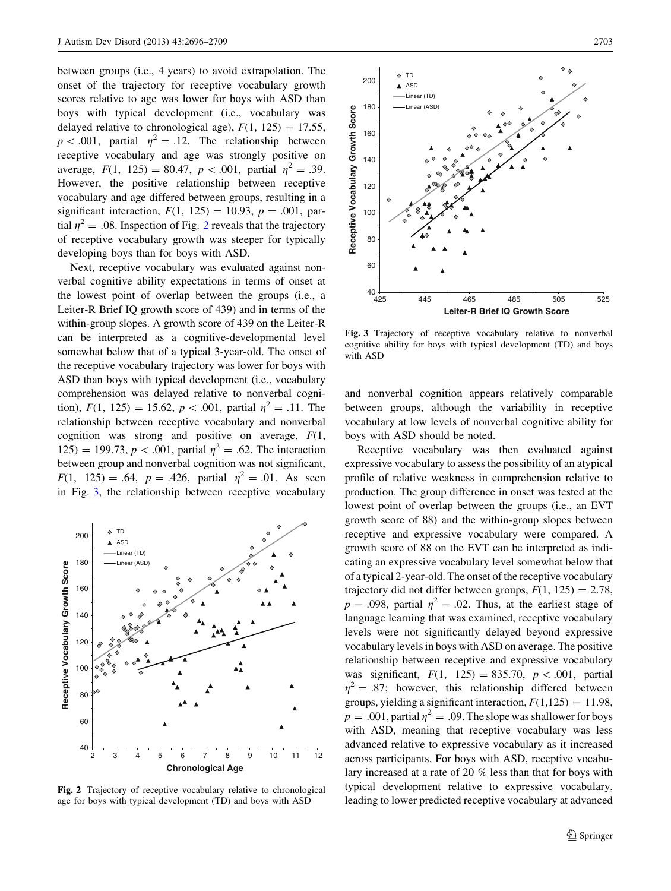between groups (i.e., 4 years) to avoid extrapolation. The onset of the trajectory for receptive vocabulary growth scores relative to age was lower for boys with ASD than boys with typical development (i.e., vocabulary was delayed relative to chronological age), $F(1, 125) = 17.55$, $p < .001$, partial $\eta^2 = .12$. The relationship between receptive vocabulary and age was strongly positive on average, $F(1, 125) = 80.47$, $p < .001$, partial $\eta^2 = .39$. However, the positive relationship between receptive vocabulary and age differed between groups, resulting in a significant interaction, $F(1, 125) = 10.93$, $p = .001$, partial $\eta^2 = .08$. Inspection of Fig. 2 reveals that the trajectory of receptive vocabulary growth was steeper for typically developing boys than for boys with ASD.

Next, receptive vocabulary was evaluated against nonverbal cognitive ability expectations in terms of onset at the lowest point of overlap between the groups (i.e., a Leiter-R Brief IQ growth score of 439) and in terms of the within-group slopes. A growth score of 439 on the Leiter-R can be interpreted as a cognitive-developmental level somewhat below that of a typical 3-year-old. The onset of the receptive vocabulary trajectory was lower for boys with ASD than boys with typical development (i.e., vocabulary comprehension was delayed relative to nonverbal cognition), $F(1, 125) = 15.62$, $p < .001$, partial $\eta^2 = .11$. The relationship between receptive vocabulary and nonverbal cognition was strong and positive on average, $F(1, 125) = 199.73$, $p < .001$, partial $\eta^2 = .62$. The interaction between group and nonverbal cognition was not significant, $F(1, 125) = .64$, $p = .426$, partial $\eta^2 = .01$. As seen in Fig. 3, the relationship between receptive vocabulary and nonverbal cognition appears relatively comparable between groups, although the variability in receptive vocabulary at low levels of nonverbal cognitive ability for boys with ASD should be noted.

**Fig. 2** Trajectory of receptive vocabulary relative to chronological age for boys with typical development (TD) and boys with ASD

**Fig. 3** Trajectory of receptive vocabulary relative to nonverbal cognitive ability for boys with typical development (TD) and boys with ASD

Receptive vocabulary was then evaluated against expressive vocabulary to assess the possibility of an atypical profile of relative weakness in comprehension relative to production. The group difference in onset was tested at the lowest point of overlap between the groups (i.e., an EVT growth score of 88) and the within-group slopes between receptive and expressive vocabulary were compared. A growth score of 88 on the EVT can be interpreted as indicating an expressive vocabulary level somewhat below that of a typical 2-year-old. The onset of the receptive vocabulary trajectory did not differ between groups, $F(1, 125) = 2.78$, $p = .098$, partial $\eta^2 = .02$. Thus, at the earliest stage of language learning that was examined, receptive vocabulary levels were not significantly delayed beyond expressive vocabulary levels in boys with ASD on average. The positive relationship between receptive and expressive vocabulary was significant, $F(1, 125) = 835.70$, $p < .001$, partial $\eta^2 = .87$; however, this relationship differed between groups, yielding a significant interaction, $F(1,125) = 11.98$, $p = .001$, partial $\eta^2 = .09$. The slope was shallower for boys with ASD, meaning that receptive vocabulary was less advanced relative to expressive vocabulary as it increased across participants. For boys with ASD, receptive vocabulary increased at a rate of 20 % less than that for boys with typical development relative to expressive vocabulary, leading to lower predicted receptive vocabulary at advanced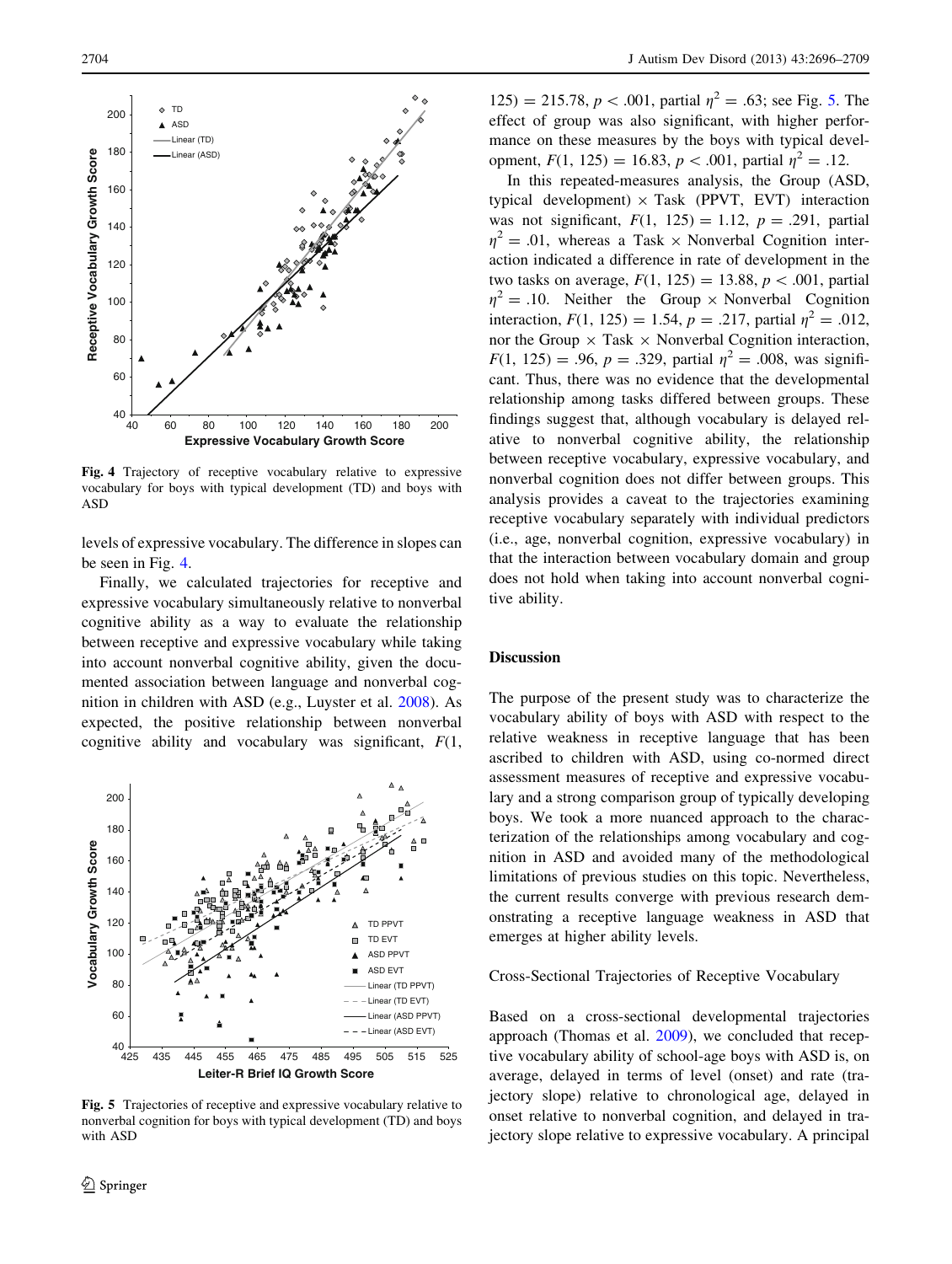Fig. 4 Trajectory of receptive vocabulary relative to expressive vocabulary for boys with typical development (TD) and boys with ASD

levels of expressive vocabulary. The difference in slopes can be seen in Fig. 4.

Finally, we calculated trajectories for receptive and expressive vocabulary simultaneously relative to nonverbal cognitive ability as a way to evaluate the relationship between receptive and expressive vocabulary while taking into account nonverbal cognitive ability, given the documented association between language and nonverbal cognition in children with ASD (e.g., Luyster et al. 2008). As expected, the positive relationship between nonverbal cognitive ability and vocabulary was significant, $F(1, 125) = 215.78$, $p < .001$, partial $\eta^2 = .63$; see Fig. 5. The effect of group was also significant, with higher performance on these measures by the boys with typical development, $F(1, 125) = 16.83$, $p < .001$, partial $\eta^2 = .12$.

Fig. 5 Trajectories of receptive and expressive vocabulary relative to nonverbal cognition for boys with typical development (TD) and boys with ASD

In this repeated-measures analysis, the Group (ASD, typical development) × Task (PPVT, EVT) interaction was not significant, $F(1, 125) = 1.12$, $p = .291$, partial $\eta^2 = .01$, whereas a Task × Nonverbal Cognition interaction indicated a difference in rate of development in the two tasks on average, $F(1, 125) = 13.88$, $p < .001$, partial $\eta^2 = .10$. Neither the Group × Nonverbal Cognition interaction, $F(1, 125) = 1.54$, $p = .217$, partial $\eta^2 = .012$, nor the Group × Task × Nonverbal Cognition interaction, $F(1, 125) = .96$, $p = .329$, partial $\eta^2 = .008$, was significant. Thus, there was no evidence that the developmental relationship among tasks differed between groups. These findings suggest that, although vocabulary is delayed relative to nonverbal cognitive ability, the relationship between receptive vocabulary, expressive vocabulary, and nonverbal cognition does not differ between groups. This analysis provides a caveat to the trajectories examining receptive vocabulary separately with individual predictors (i.e., age, nonverbal cognition, expressive vocabulary) in that the interaction between vocabulary domain and group does not hold when taking into account nonverbal cognitive ability.

## Discussion

The purpose of the present study was to characterize the vocabulary ability of boys with ASD with respect to the relative weakness in receptive language that has been ascribed to children with ASD, using co-normed direct assessment measures of receptive and expressive vocabulary and a strong comparison group of typically developing boys. We took a more nuanced approach to the characterization of the relationships among vocabulary and cognition in ASD and avoided many of the methodological limitations of previous studies on this topic. Nevertheless, the current results converge with previous research demonstrating a receptive language weakness in ASD that emerges at higher ability levels.

### Cross-Sectional Trajectories of Receptive Vocabulary

Based on a cross-sectional developmental trajectories approach (Thomas et al. 2009), we concluded that receptive vocabulary ability of school-age boys with ASD is, on average, delayed in terms of level (onset) and rate (trajectory slope) relative to chronological age, delayed in onset relative to nonverbal cognition, and delayed in trajectory slope relative to expressive vocabulary. A principal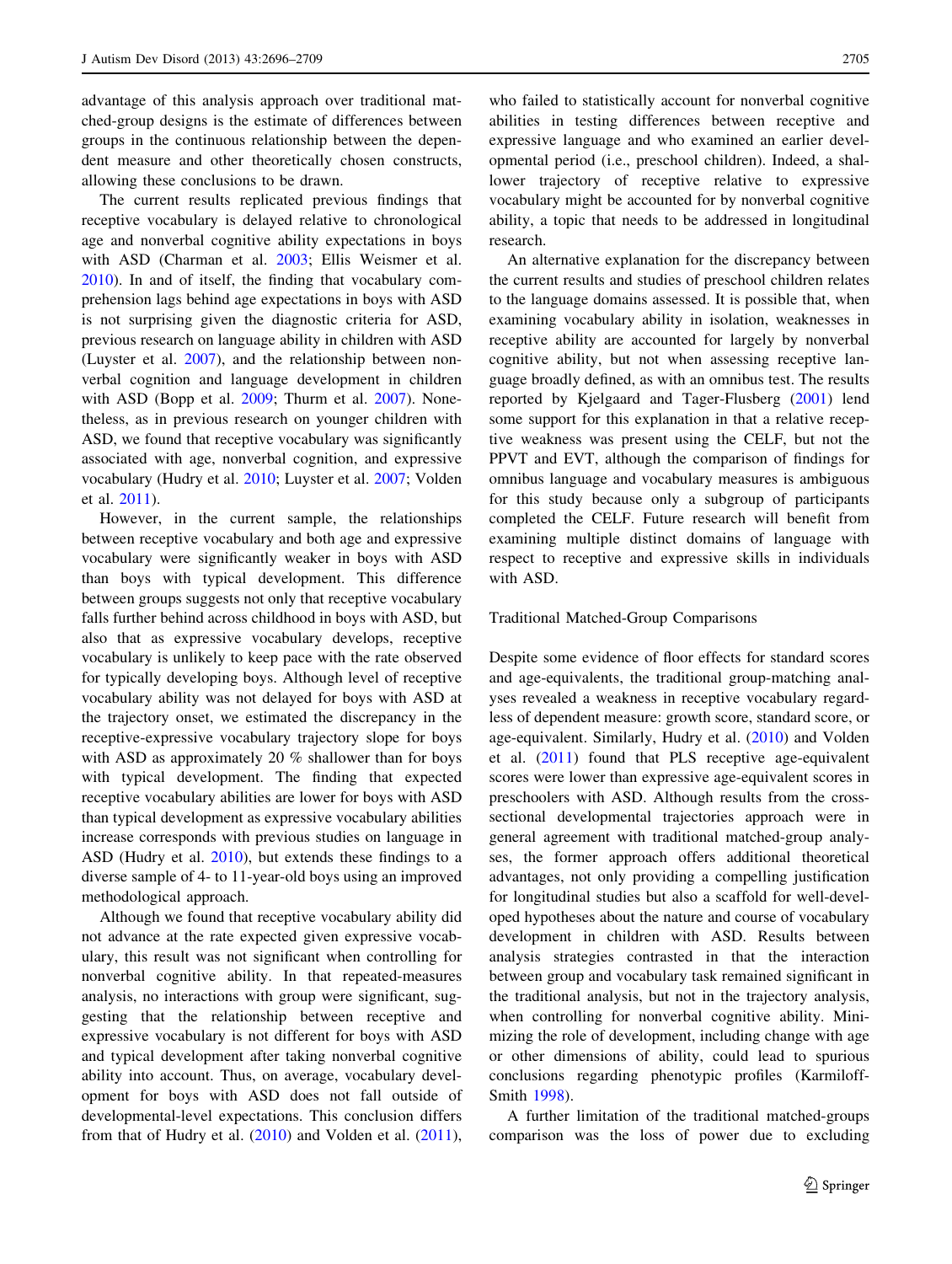advantage of this analysis approach over traditional matched-group designs is the estimate of differences between groups in the continuous relationship between the dependent measure and other theoretically chosen constructs, allowing these conclusions to be drawn.

The current results replicated previous findings that receptive vocabulary is delayed relative to chronological age and nonverbal cognitive ability expectations in boys with ASD (Charman et al. 2003; Ellis Weismer et al. 2010). In and of itself, the finding that vocabulary comprehension lags behind age expectations in boys with ASD is not surprising given the diagnostic criteria for ASD, previous research on language ability in children with ASD (Luyster et al. 2007), and the relationship between nonverbal cognition and language development in children with ASD (Bopp et al. 2009; Thurm et al. 2007). Nonetheless, as in previous research on younger children with ASD, we found that receptive vocabulary was significantly associated with age, nonverbal cognition, and expressive vocabulary (Hudry et al. 2010; Luyster et al. 2007; Volden et al. 2011).

However, in the current sample, the relationships between receptive vocabulary and both age and expressive vocabulary were significantly weaker in boys with ASD than boys with typical development. This difference between groups suggests not only that receptive vocabulary falls further behind across childhood in boys with ASD, but also that as expressive vocabulary develops, receptive vocabulary is unlikely to keep pace with the rate observed for typically developing boys. Although level of receptive vocabulary ability was not delayed for boys with ASD at the trajectory onset, we estimated the discrepancy in the receptive-expressive vocabulary trajectory slope for boys with ASD as approximately 20 % shallower than for boys with typical development. The finding that expected receptive vocabulary abilities are lower for boys with ASD than typical development as expressive vocabulary abilities increase corresponds with previous studies on language in ASD (Hudry et al. 2010), but extends these findings to a diverse sample of 4- to 11-year-old boys using an improved methodological approach.

Although we found that receptive vocabulary ability did not advance at the rate expected given expressive vocabulary, this result was not significant when controlling for nonverbal cognitive ability. In that repeated-measures analysis, no interactions with group were significant, suggesting that the relationship between receptive and expressive vocabulary is not different for boys with ASD and typical development after taking nonverbal cognitive ability into account. Thus, on average, vocabulary development for boys with ASD does not fall outside of developmental-level expectations. This conclusion differs from that of Hudry et al. (2010) and Volden et al. (2011), who failed to statistically account for nonverbal cognitive abilities in testing differences between receptive and expressive language and who examined an earlier developmental period (i.e., preschool children). Indeed, a shallower trajectory of receptive relative to expressive vocabulary might be accounted for by nonverbal cognitive ability, a topic that needs to be addressed in longitudinal research.

An alternative explanation for the discrepancy between the current results and studies of preschool children relates to the language domains assessed. It is possible that, when examining vocabulary ability in isolation, weaknesses in receptive ability are accounted for largely by nonverbal cognitive ability, but not when assessing receptive language broadly defined, as with an omnibus test. The results reported by Kjelgaard and Tager-Flusberg (2001) lend some support for this explanation in that a relative receptive weakness was present using the CELF, but not the PPVT and EVT, although the comparison of findings for omnibus language and vocabulary measures is ambiguous for this study because only a subgroup of participants completed the CELF. Future research will benefit from examining multiple distinct domains of language with respect to receptive and expressive skills in individuals with ASD.

### Traditional Matched-Group Comparisons

Despite some evidence of floor effects for standard scores and age-equivalents, the traditional group-matching analyses revealed a weakness in receptive vocabulary regardless of dependent measure: growth score, standard score, or age-equivalent. Similarly, Hudry et al. (2010) and Volden et al. (2011) found that PLS receptive age-equivalent scores were lower than expressive age-equivalent scores in preschoolers with ASD. Although results from the cross-sectional developmental trajectories approach were in general agreement with traditional matched-group analyses, the former approach offers additional theoretical advantages, not only providing a compelling justification for longitudinal studies but also a scaffold for well-developed hypotheses about the nature and course of vocabulary development in children with ASD. Results between analysis strategies contrasted in that the interaction between group and vocabulary task remained significant in the traditional analysis, but not in the trajectory analysis, when controlling for nonverbal cognitive ability. Minimizing the role of development, including change with age or other dimensions of ability, could lead to spurious conclusions regarding phenotypic profiles (Karmiloff-Smith 1998).

A further limitation of the traditional matched-groups comparison was the loss of power due to excluding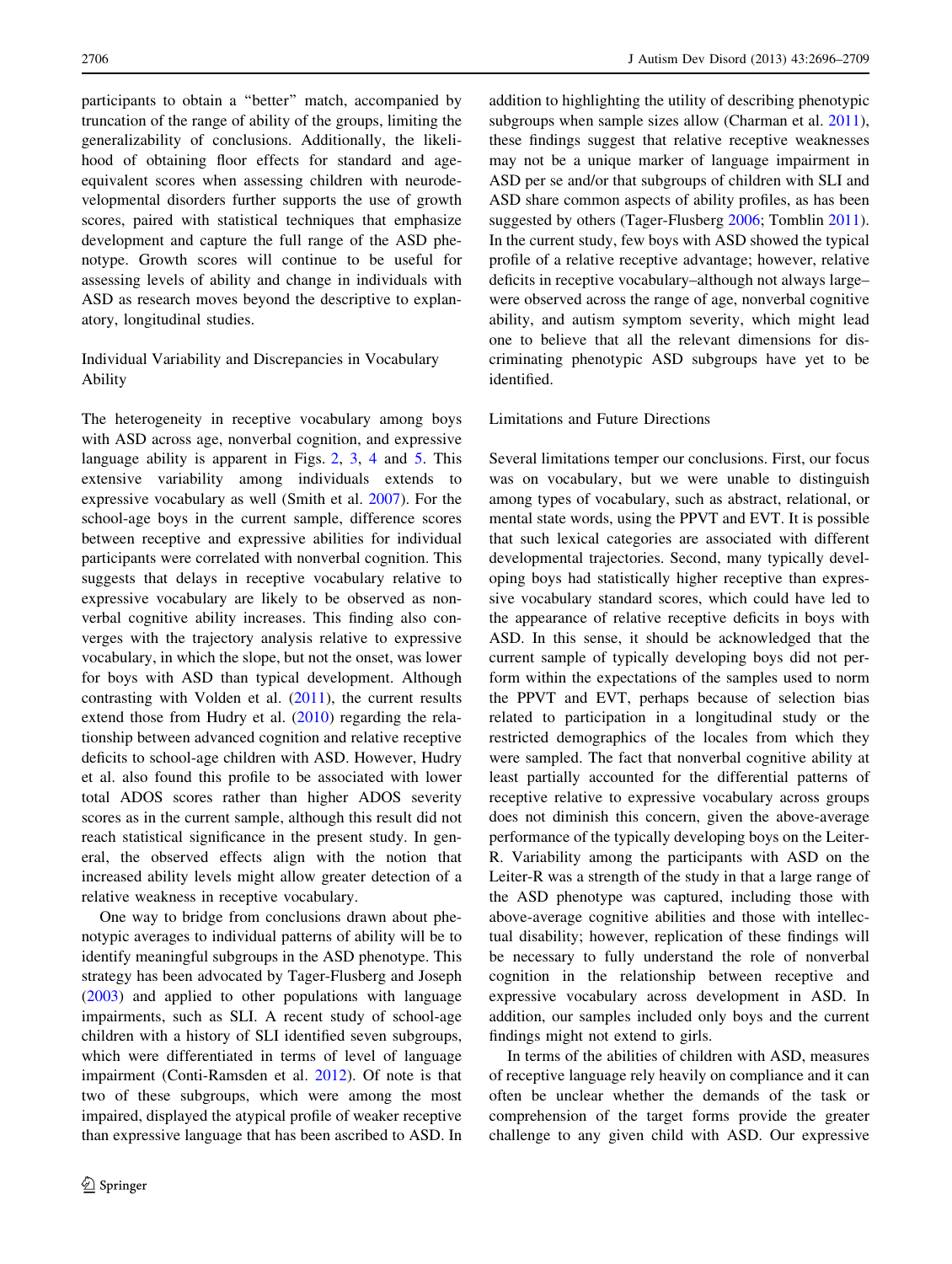participants to obtain a "better" match, accompanied by truncation of the range of ability of the groups, limiting the generalizability of conclusions. Additionally, the likelihood of obtaining floor effects for standard and age-equivalent scores when assessing children with neurodevelopmental disorders further supports the use of growth scores, paired with statistical techniques that emphasize development and capture the full range of the ASD phenotype. Growth scores will continue to be useful for assessing levels of ability and change in individuals with ASD as research moves beyond the descriptive to explanatory, longitudinal studies.

### Individual Variability and Discrepancies in Vocabulary Ability

The heterogeneity in receptive vocabulary among boys with ASD across age, nonverbal cognition, and expressive language ability is apparent in Figs. 2, 3, 4 and 5. This extensive variability among individuals extends to expressive vocabulary as well (Smith et al. 2007). For the school-age boys in the current sample, difference scores between receptive and expressive abilities for individual participants were correlated with nonverbal cognition. This suggests that delays in receptive vocabulary relative to expressive vocabulary are likely to be observed as nonverbal cognitive ability increases. This finding also converges with the trajectory analysis relative to expressive vocabulary, in which the slope, but not the onset, was lower for boys with ASD than typical development. Although contrasting with Volden et al. (2011), the current results extend those from Hudry et al. (2010) regarding the relationship between advanced cognition and relative receptive deficits to school-age children with ASD. However, Hudry et al. also found this profile to be associated with lower total ADOS scores rather than higher ADOS severity scores as in the current sample, although this result did not reach statistical significance in the present study. In general, the observed effects align with the notion that increased ability levels might allow greater detection of a relative weakness in receptive vocabulary.

One way to bridge from conclusions drawn about phenotypic averages to individual patterns of ability will be to identify meaningful subgroups in the ASD phenotype. This strategy has been advocated by Tager-Flusberg and Joseph (2003) and applied to other populations with language impairments, such as SLI. A recent study of school-age children with a history of SLI identified seven subgroups, which were differentiated in terms of level of language impairment (Conti-Ramsden et al. 2012). Of note is that two of these subgroups, which were among the most impaired, displayed the atypical profile of weaker receptive than expressive language that has been ascribed to ASD. In addition to highlighting the utility of describing phenotypic subgroups when sample sizes allow (Charman et al. 2011), these findings suggest that relative receptive weaknesses may not be a unique marker of language impairment in ASD per se and/or that subgroups of children with SLI and ASD share common aspects of ability profiles, as has been suggested by others (Tager-Flusberg 2006; Tomblin 2011). In the current study, few boys with ASD showed the typical profile of a relative receptive advantage; however, relative deficits in receptive vocabulary–although not always large–were observed across the range of age, nonverbal cognitive ability, and autism symptom severity, which might lead one to believe that all the relevant dimensions for discriminating phenotypic ASD subgroups have yet to be identified.

### Limitations and Future Directions

Several limitations temper our conclusions. First, our focus was on vocabulary, but we were unable to distinguish among types of vocabulary, such as abstract, relational, or mental state words, using the PPVT and EVT. It is possible that such lexical categories are associated with different developmental trajectories. Second, many typically developing boys had statistically higher receptive than expressive vocabulary standard scores, which could have led to the appearance of relative receptive deficits in boys with ASD. In this sense, it should be acknowledged that the current sample of typically developing boys did not perform within the expectations of the samples used to norm the PPVT and EVT, perhaps because of selection bias related to participation in a longitudinal study or the restricted demographics of the locales from which they were sampled. The fact that nonverbal cognitive ability at least partially accounted for the differential patterns of receptive relative to expressive vocabulary across groups does not diminish this concern, given the above-average performance of the typically developing boys on the Leiter-R. Variability among the participants with ASD on the Leiter-R was a strength of the study in that a large range of the ASD phenotype was captured, including those with above-average cognitive abilities and those with intellectual disability; however, replication of these findings will be necessary to fully understand the role of nonverbal cognition in the relationship between receptive and expressive vocabulary across development in ASD. In addition, our samples included only boys and the current findings might not extend to girls.

In terms of the abilities of children with ASD, measures of receptive language rely heavily on compliance and it can often be unclear whether the demands of the task or comprehension of the target forms provide the greater challenge to any given child with ASD. Our expressive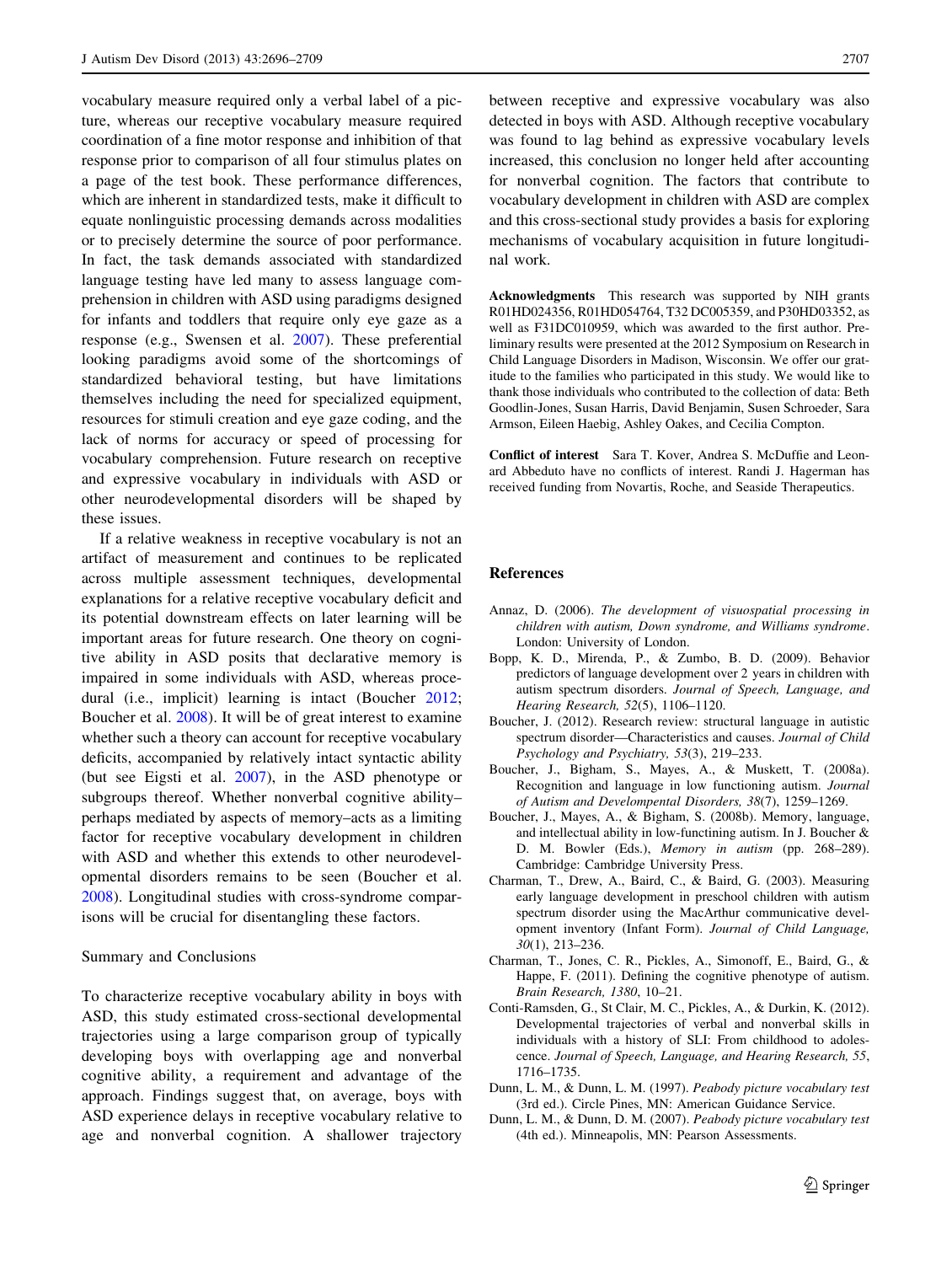vocabulary measure required only a verbal label of a picture, whereas our receptive vocabulary measure required coordination of a fine motor response and inhibition of that response prior to comparison of all four stimulus plates on a page of the test book. These performance differences, which are inherent in standardized tests, make it difficult to equate nonlinguistic processing demands across modalities or to precisely determine the source of poor performance. In fact, the task demands associated with standardized language testing have led many to assess language comprehension in children with ASD using paradigms designed for infants and toddlers that require only eye gaze as a response (e.g., Swensen et al. 2007). These preferential looking paradigms avoid some of the shortcomings of standardized behavioral testing, but have limitations themselves including the need for specialized equipment, resources for stimuli creation and eye gaze coding, and the lack of norms for accuracy or speed of processing for vocabulary comprehension. Future research on receptive and expressive vocabulary in individuals with ASD or other neurodevelopmental disorders will be shaped by these issues.

If a relative weakness in receptive vocabulary is not an artifact of measurement and continues to be replicated across multiple assessment techniques, developmental explanations for a relative receptive vocabulary deficit and its potential downstream effects on later learning will be important areas for future research. One theory on cognitive ability in ASD posits that declarative memory is impaired in some individuals with ASD, whereas procedural (i.e., implicit) learning is intact (Boucher 2012; Boucher et al. 2008). It will be of great interest to examine whether such a theory can account for receptive vocabulary deficits, accompanied by relatively intact syntactic ability (but see Eigsti et al. 2007), in the ASD phenotype or subgroups thereof. Whether nonverbal cognitive ability–perhaps mediated by aspects of memory–acts as a limiting factor for receptive vocabulary development in children with ASD and whether this extends to other neurodevelopmental disorders remains to be seen (Boucher et al. 2008). Longitudinal studies with cross-syndrome comparisons will be crucial for disentangling these factors.

## Summary and Conclusions

To characterize receptive vocabulary ability in boys with ASD, this study estimated cross-sectional developmental trajectories using a large comparison group of typically developing boys with overlapping age and nonverbal cognitive ability, a requirement and advantage of the approach. Findings suggest that, on average, boys with ASD experience delays in receptive vocabulary relative to age and nonverbal cognition. A shallower trajectory between receptive and expressive vocabulary was also detected in boys with ASD. Although receptive vocabulary was found to lag behind as expressive vocabulary levels increased, this conclusion no longer held after accounting for nonverbal cognition. The factors that contribute to vocabulary development in children with ASD are complex and this cross-sectional study provides a basis for exploring mechanisms of vocabulary acquisition in future longitudinal work.

**Acknowledgments** This research was supported by NIH grants R01HD024356, R01HD054764, T32 DC005359, and P30HD03352, as well as F31DC010959, which was awarded to the first author. Preliminary results were presented at the 2012 Symposium on Research in Child Language Disorders in Madison, Wisconsin. We offer our gratitude to the families who participated in this study. We would like to thank those individuals who contributed to the collection of data: Beth Goodlin-Jones, Susan Harris, David Benjamin, Susen Schroeder, Sara Armson, Eileen Haebig, Ashley Oakes, and Cecilia Compton.

**Conflict of interest** Sara T. Kover, Andrea S. McDuffie and Leonard Abbeduto have no conflicts of interest. Randi J. Hagerman has received funding from Novartis, Roche, and Seaside Therapeutics.

## References

Annaz, D. (2006). *The development of visuospatial processing in children with autism, Down syndrome, and Williams syndrome*. London: University of London.

Bopp, K. D., Mirenda, P., & Zumbo, B. D. (2009). Behavior predictors of language development over 2 years in children with autism spectrum disorders. *Journal of Speech, Language, and Hearing Research, 52*(5), 1106–1120.

Boucher, J. (2012). Research review: structural language in autistic spectrum disorder—Characteristics and causes. *Journal of Child Psychology and Psychiatry, 53*(3), 219–233.

Boucher, J., Bigham, S., Mayes, A., & Muskett, T. (2008a). Recognition and language in low functioning autism. *Journal of Autism and Delevlopmental Disorders, 38*(7), 1259–1269.

Boucher, J., Mayes, A., & Bigham, S. (2008b). Memory, language, and intellectual ability in low-functining autism. In J. Boucher & D. M. Bowler (Eds.), *Memory in autism* (pp. 268–289). Cambridge: Cambridge University Press.

Charman, T., Drew, A., Baird, C., & Baird, G. (2003). Measuring early language development in preschool children with autism spectrum disorder using the MacArthur communicative development inventory (Infant Form). *Journal of Child Language, 30*(1), 213–236.

Charman, T., Jones, C. R., Pickles, A., Simonoff, E., Baird, G., & Happe, F. (2011). Defining the cognitive phenotype of autism. *Brain Research, 1380*, 10–21.

Conti-Ramsden, G., St Clair, M. C., Pickles, A., & Durkin, K. (2012). Developmental trajectories of verbal and nonverbal skills in individuals with a history of SLI: From childhood to adolescence. *Journal of Speech, Language, and Hearing Research, 55*, 1716–1735.

Dunn, L. M., & Dunn, L. M. (1997). *Peabody picture vocabulary test* (3rd ed.). Circle Pines, MN: American Guidance Service.

Dunn, L. M., & Dunn, D. M. (2007). *Peabody picture vocabulary test* (4th ed.). Minneapolis, MN: Pearson Assessments.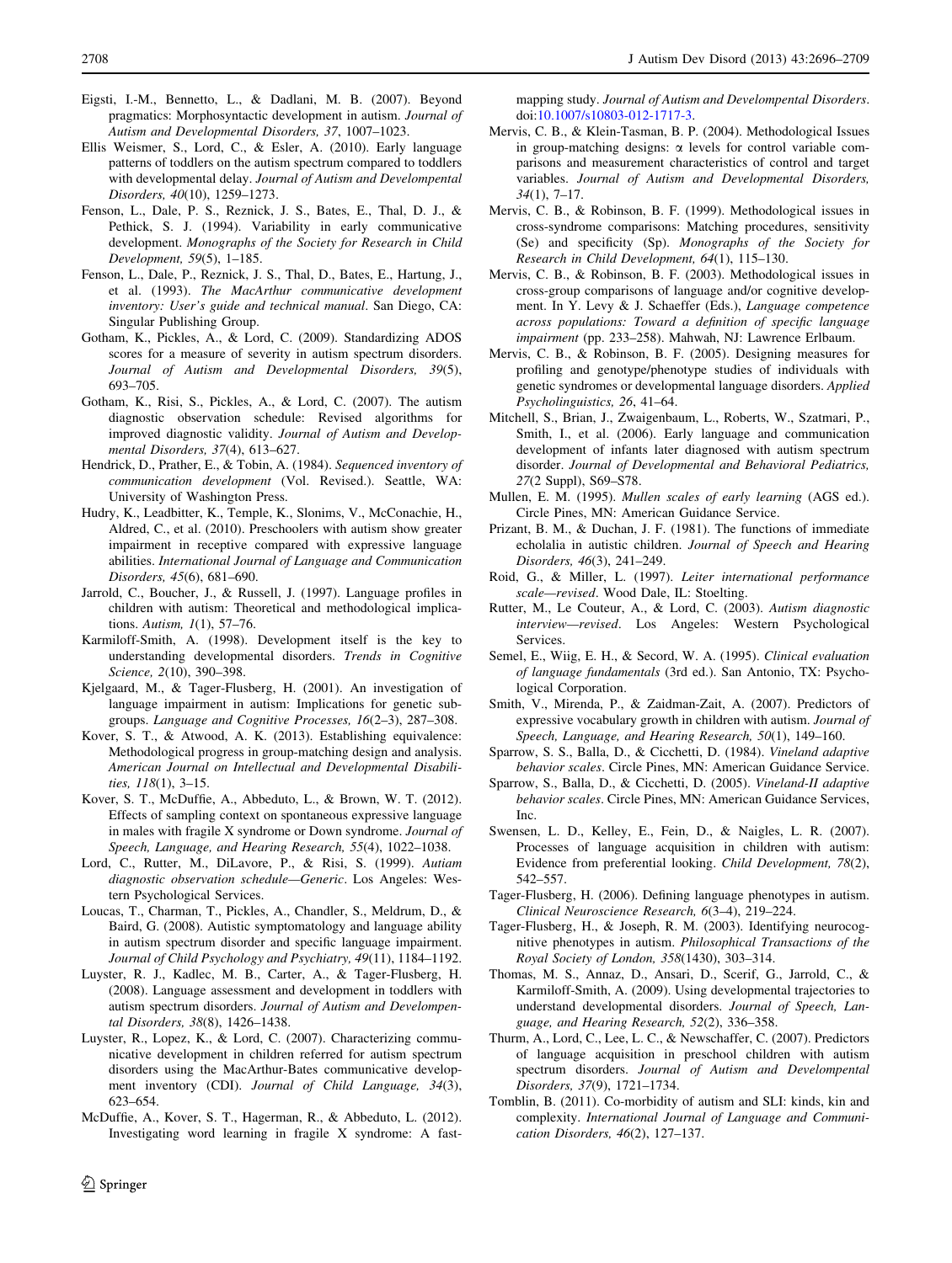Eigsti, I.-M., Bennetto, L., & Dadlani, M. B. (2007). Beyond pragmatics: Morphosyntactic development in autism. *Journal of Autism and Developmental Disorders, 37*, 1007–1023.

Ellis Weismer, S., Lord, C., & Esler, A. (2010). Early language patterns of toddlers on the autism spectrum compared to toddlers with developmental delay. *Journal of Autism and Developmental Disorders, 40*(10), 1259–1273.

Fenson, L., Dale, P. S., Reznick, J. S., Bates, E., Thal, D. J., & Pethick, S. J. (1994). Variability in early communicative development. *Monographs of the Society for Research in Child Development, 59*(5), 1–185.

Fenson, L., Dale, P., Reznick, J. S., Thal, D., Bates, E., Hartung, J., et al. (1993). *The MacArthur communicative development inventory: User's guide and technical manual*. San Diego, CA: Singular Publishing Group.

Gotham, K., Pickles, A., & Lord, C. (2009). Standardizing ADOS scores for a measure of severity in autism spectrum disorders. *Journal of Autism and Developmental Disorders, 39*(5), 693–705.

Gotham, K., Risi, S., Pickles, A., & Lord, C. (2007). The autism diagnostic observation schedule: Revised algorithms for improved diagnostic validity. *Journal of Autism and Developmental Disorders, 37*(4), 613–627.

Hendrick, D., Prather, E., & Tobin, A. (1984). *Sequenced inventory of communication development* (Vol. Revised.). Seattle, WA: University of Washington Press.

Hudry, K., Leadbitter, K., Temple, K., Slonims, V., McConachie, H., Aldred, C., et al. (2010). Preschoolers with autism show greater impairment in receptive compared with expressive language abilities. *International Journal of Language and Communication Disorders, 45*(6), 681–690.

Jarrold, C., Boucher, J., & Russell, J. (1997). Language profiles in children with autism: Theoretical and methodological implications. *Autism, 1*(1), 57–76.

Karmiloff-Smith, A. (1998). Development itself is the key to understanding developmental disorders. *Trends in Cognitive Science, 2*(10), 390–398.

Kjelgaard, M., & Tager-Flusberg, H. (2001). An investigation of language impairment in autism: Implications for genetic subgroups. *Language and Cognitive Processes, 16*(2–3), 287–308.

Kover, S. T., & Atwood, A. K. (2013). Establishing equivalence: Methodological progress in group-matching design and analysis. *American Journal on Intellectual and Developmental Disabilities, 118*(1), 3–15.

Kover, S. T., McDuffie, A., Abbeduto, L., & Brown, W. T. (2012). Effects of sampling context on spontaneous expressive language in males with fragile X syndrome or Down syndrome. *Journal of Speech, Language, and Hearing Research, 55*(4), 1022–1038.

Lord, C., Rutter, M., DiLavore, P., & Risi, S. (1999). *Autiam diagnostic observation schedule—Generic*. Los Angeles: Western Psychological Services.

Loucas, T., Charman, T., Pickles, A., Chandler, S., Meldrum, D., & Baird, G. (2008). Autistic symptomatology and language ability in autism spectrum disorder and specific language impairment. *Journal of Child Psychology and Psychiatry, 49*(11), 1184–1192.

Luyster, R. J., Kadlec, M. B., Carter, A., & Tager-Flusberg, H. (2008). Language assessment and development in toddlers with autism spectrum disorders. *Journal of Autism and Developmental Disorders, 38*(8), 1426–1438.

Luyster, R., Lopez, K., & Lord, C. (2007). Characterizing communicative development in children referred for autism spectrum disorders using the MacArthur-Bates communicative development inventory (CDI). *Journal of Child Language, 34*(3), 623–654.

McDuffie, A., Kover, S. T., Hagerman, R., & Abbeduto, L. (2012). Investigating word learning in fragile X syndrome: A fast-mapping study. *Journal of Autism and Developmental Disorders*. doi:10.1007/s10803-012-1717-3.

Mervis, C. B., & Klein-Tasman, B. P. (2004). Methodological Issues in group-matching designs: $\alpha$ levels for control variable comparisons and measurement characteristics of control and target variables. *Journal of Autism and Developmental Disorders, 34*(1), 7–17.

Mervis, C. B., & Robinson, B. F. (1999). Methodological issues in cross-syndrome comparisons: Matching procedures, sensitivity (Se) and specificity (Sp). *Monographs of the Society for Research in Child Development, 64*(1), 115–130.

Mervis, C. B., & Robinson, B. F. (2003). Methodological issues in cross-group comparisons of language and/or cognitive development. In Y. Levy & J. Schaeffer (Eds.), *Language competence across populations: Toward a definition of specific language impairment* (pp. 233–258). Mahwah, NJ: Lawrence Erlbaum.

Mervis, C. B., & Robinson, B. F. (2005). Designing measures for profiling and genotype/phenotype studies of individuals with genetic syndromes or developmental language disorders. *Applied Psycholinguistics, 26*, 41–64.

Mitchell, S., Brian, J., Zwaigenbaum, L., Roberts, W., Szatmari, P., Smith, I., et al. (2006). Early language and communication development of infants later diagnosed with autism spectrum disorder. *Journal of Developmental and Behavioral Pediatrics, 27*(2 Suppl), S69–S78.

Mullen, E. M. (1995). *Mullen scales of early learning* (AGS ed.). Circle Pines, MN: American Guidance Service.

Prizant, B. M., & Duchan, J. F. (1981). The functions of immediate echolalia in autistic children. *Journal of Speech and Hearing Disorders, 46*(3), 241–249.

Roid, G., & Miller, L. (1997). *Leiter international performance scale—revised*. Wood Dale, IL: Stoelting.

Rutter, M., Le Couteur, A., & Lord, C. (2003). *Autism diagnostic interview—revised*. Los Angeles: Western Psychological Services.

Semel, E., Wiig, E. H., & Secord, W. A. (1995). *Clinical evaluation of language fundamentals* (3rd ed.). San Antonio, TX: Psychological Corporation.

Smith, V., Mirenda, P., & Zaidman-Zait, A. (2007). Predictors of expressive vocabulary growth in children with autism. *Journal of Speech, Language, and Hearing Research, 50*(1), 149–160.

Sparrow, S. S., Balla, D., & Cicchetti, D. (1984). *Vineland adaptive behavior scales*. Circle Pines, MN: American Guidance Service.

Sparrow, S., Balla, D., & Cicchetti, D. (2005). *Vineland-II adaptive behavior scales*. Circle Pines, MN: American Guidance Services, Inc.

Swensen, L. D., Kelley, E., Fein, D., & Naigles, L. R. (2007). Processes of language acquisition in children with autism: Evidence from preferential looking. *Child Development, 78*(2), 542–557.

Tager-Flusberg, H. (2006). Defining language phenotypes in autism. *Clinical Neuroscience Research, 6*(3–4), 219–224.

Tager-Flusberg, H., & Joseph, R. M. (2003). Identifying neurocognitive phenotypes in autism. *Philosophical Transactions of the Royal Society of London, 358*(1430), 303–314.

Thomas, M. S., Annaz, D., Ansari, D., Scerif, G., Jarrold, C., & Karmiloff-Smith, A. (2009). Using developmental trajectories to understand developmental disorders. *Journal of Speech, Language, and Hearing Research, 52*(2), 336–358.

Thurm, A., Lord, C., Lee, L. C., & Newschaffer, C. (2007). Predictors of language acquisition in preschool children with autism spectrum disorders. *Journal of Autism and Developmental Disorders, 37*(9), 1721–1734.

Tomblin, B. (2011). Co-morbidity of autism and SLI: kinds, kin and complexity. *International Journal of Language and Communication Disorders, 46*(2), 127–137.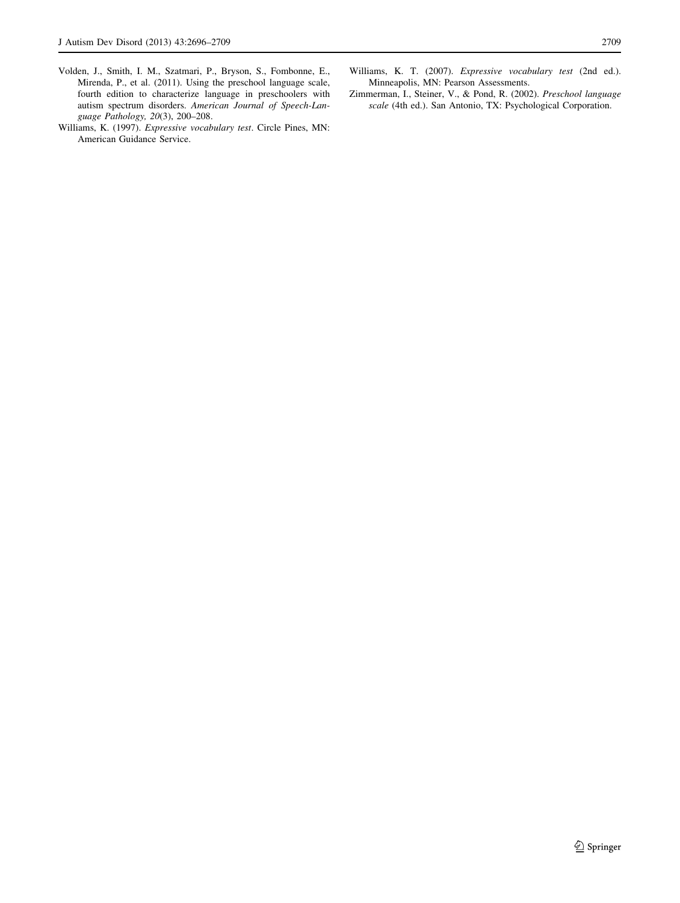Volden, J., Smith, I. M., Szatmari, P., Bryson, S., Fombonne, E., Mirenda, P., et al. (2011). Using the preschool language scale, fourth edition to characterize language in preschoolers with autism spectrum disorders. *American Journal of Speech-Language Pathology, 20*(3), 200–208.

Williams, K. (1997). *Expressive vocabulary test*. Circle Pines, MN: American Guidance Service.

Williams, K. T. (2007). *Expressive vocabulary test* (2nd ed.). Minneapolis, MN: Pearson Assessments.

Zimmerman, I., Steiner, V., & Pond, R. (2002). *Preschool language scale* (4th ed.). San Antonio, TX: Psychological Corporation.